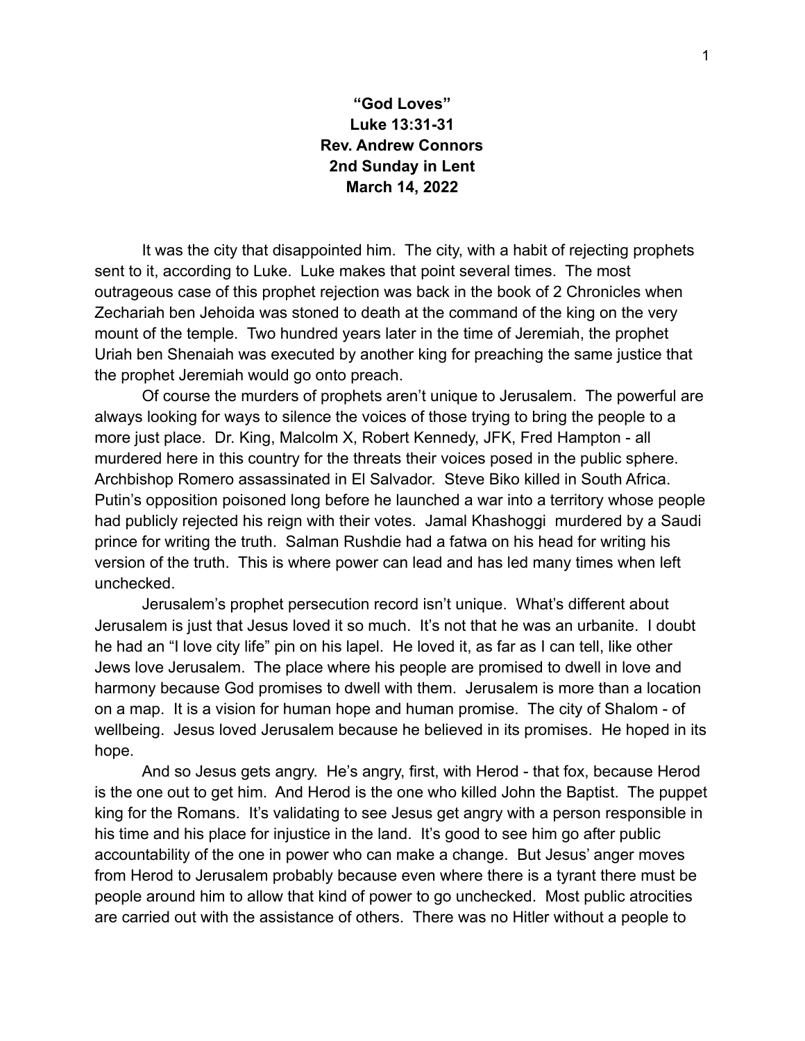**“God Loves”**
**Luke 13:31-31**
**Rev. Andrew Connors**
**2nd Sunday in Lent**
**March 14, 2022**

It was the city that disappointed him. The city, with a habit of rejecting prophets sent to it, according to Luke. Luke makes that point several times. The most outrageous case of this prophet rejection was back in the book of 2 Chronicles when Zechariah ben Jehoida was stoned to death at the command of the king on the very mount of the temple. Two hundred years later in the time of Jeremiah, the prophet Uriah ben Shenaiah was executed by another king for preaching the same justice that the prophet Jeremiah would go onto preach.

Of course the murders of prophets aren’t unique to Jerusalem. The powerful are always looking for ways to silence the voices of those trying to bring the people to a more just place. Dr. King, Malcolm X, Robert Kennedy, JFK, Fred Hampton - all murdered here in this country for the threats their voices posed in the public sphere. Archbishop Romero assassinated in El Salvador. Steve Biko killed in South Africa. Putin’s opposition poisoned long before he launched a war into a territory whose people had publicly rejected his reign with their votes. Jamal Khashoggi murdered by a Saudi prince for writing the truth. Salman Rushdie had a fatwa on his head for writing his version of the truth. This is where power can lead and has led many times when left unchecked.

Jerusalem’s prophet persecution record isn’t unique. What’s different about Jerusalem is just that Jesus loved it so much. It’s not that he was an urbanite. I doubt he had an “I love city life” pin on his lapel. He loved it, as far as I can tell, like other Jews love Jerusalem. The place where his people are promised to dwell in love and harmony because God promises to dwell with them. Jerusalem is more than a location on a map. It is a vision for human hope and human promise. The city of Shalom - of wellbeing. Jesus loved Jerusalem because he believed in its promises. He hoped in its hope.

And so Jesus gets angry. He’s angry, first, with Herod - that fox, because Herod is the one out to get him. And Herod is the one who killed John the Baptist. The puppet king for the Romans. It’s validating to see Jesus get angry with a person responsible in his time and his place for injustice in the land. It’s good to see him go after public accountability of the one in power who can make a change. But Jesus’ anger moves from Herod to Jerusalem probably because even where there is a tyrant there must be people around him to allow that kind of power to go unchecked. Most public atrocities are carried out with the assistance of others. There was no Hitler without a people to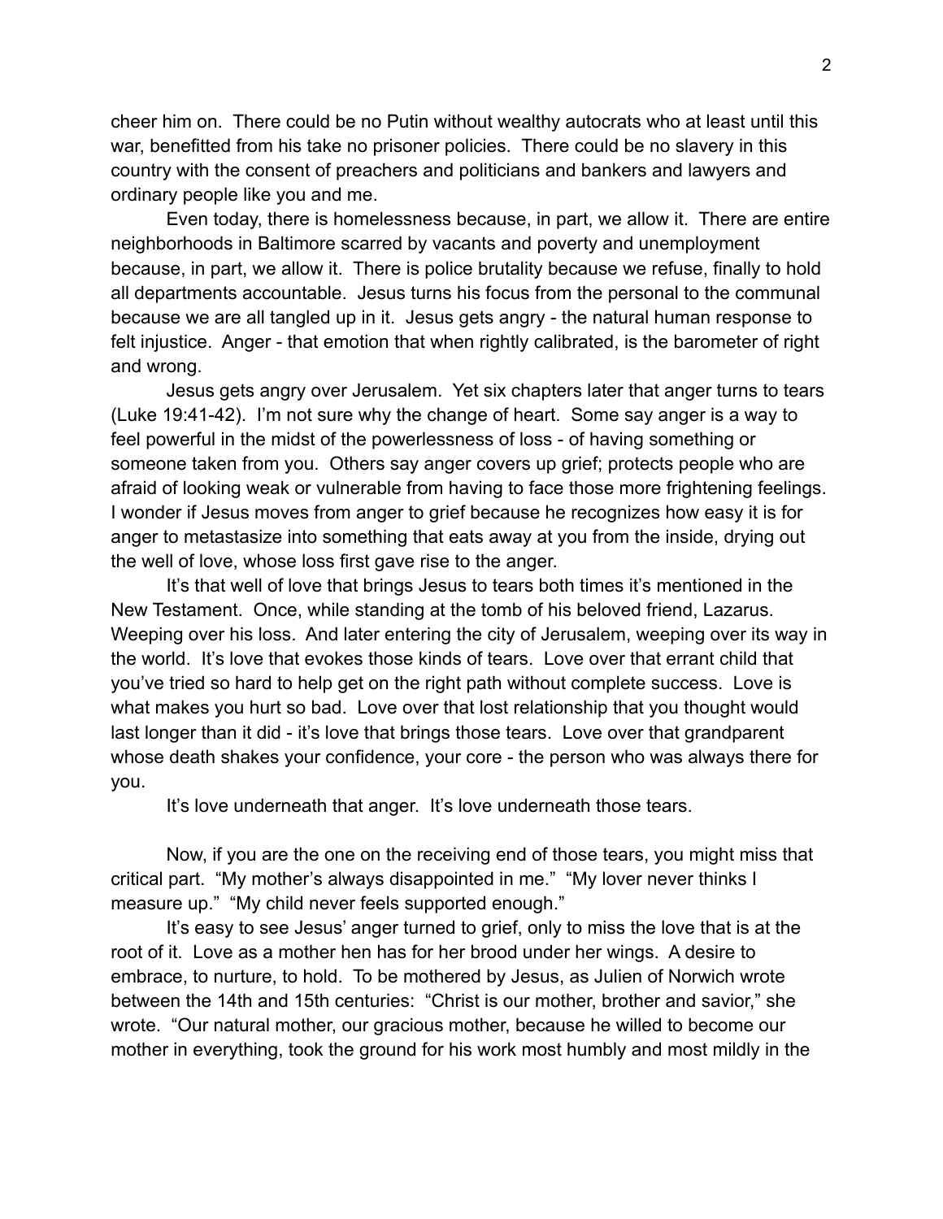cheer him on. There could be no Putin without wealthy autocrats who at least until this war, benefitted from his take no prisoner policies. There could be no slavery in this country with the consent of preachers and politicians and bankers and lawyers and ordinary people like you and me.

Even today, there is homelessness because, in part, we allow it. There are entire neighborhoods in Baltimore scarred by vacants and poverty and unemployment because, in part, we allow it. There is police brutality because we refuse, finally to hold all departments accountable. Jesus turns his focus from the personal to the communal because we are all tangled up in it. Jesus gets angry - the natural human response to felt injustice. Anger - that emotion that when rightly calibrated, is the barometer of right and wrong.

Jesus gets angry over Jerusalem. Yet six chapters later that anger turns to tears (Luke 19:41-42). I'm not sure why the change of heart. Some say anger is a way to feel powerful in the midst of the powerlessness of loss - of having something or someone taken from you. Others say anger covers up grief; protects people who are afraid of looking weak or vulnerable from having to face those more frightening feelings. I wonder if Jesus moves from anger to grief because he recognizes how easy it is for anger to metastasize into something that eats away at you from the inside, drying out the well of love, whose loss first gave rise to the anger.

It's that well of love that brings Jesus to tears both times it's mentioned in the New Testament. Once, while standing at the tomb of his beloved friend, Lazarus. Weeping over his loss. And later entering the city of Jerusalem, weeping over its way in the world. It's love that evokes those kinds of tears. Love over that errant child that you've tried so hard to help get on the right path without complete success. Love is what makes you hurt so bad. Love over that lost relationship that you thought would last longer than it did - it's love that brings those tears. Love over that grandparent whose death shakes your confidence, your core - the person who was always there for you.

It's love underneath that anger. It's love underneath those tears.

Now, if you are the one on the receiving end of those tears, you might miss that critical part. "My mother's always disappointed in me." "My lover never thinks I measure up." "My child never feels supported enough."

It's easy to see Jesus' anger turned to grief, only to miss the love that is at the root of it. Love as a mother hen has for her brood under her wings. A desire to embrace, to nurture, to hold. To be mothered by Jesus, as Julien of Norwich wrote between the 14th and 15th centuries: "Christ is our mother, brother and savior," she wrote. "Our natural mother, our gracious mother, because he willed to become our mother in everything, took the ground for his work most humbly and most mildly in the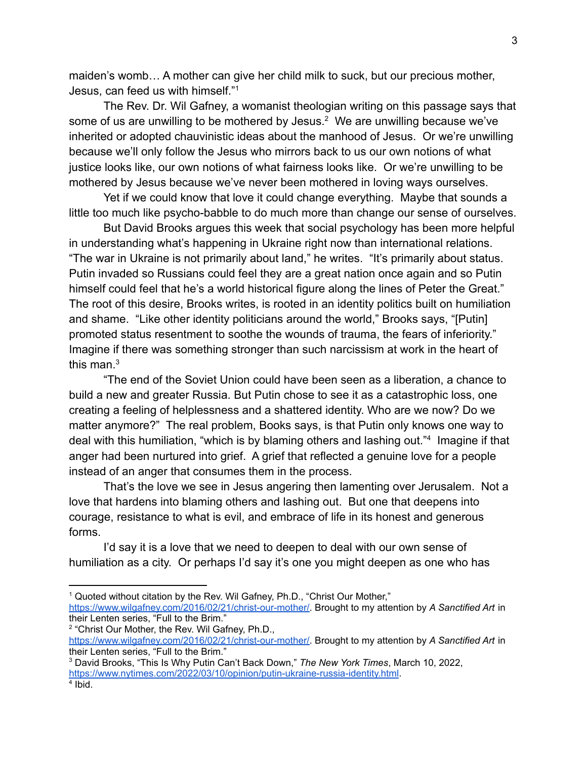maiden's womb… A mother can give her child milk to suck, but our precious mother, Jesus, can feed us with himself."[1]

The Rev. Dr. Wil Gafney, a womanist theologian writing on this passage says that some of us are unwilling to be mothered by Jesus.[2] We are unwilling because we've inherited or adopted chauvinistic ideas about the manhood of Jesus. Or we're unwilling because we'll only follow the Jesus who mirrors back to us our own notions of what justice looks like, our own notions of what fairness looks like. Or we're unwilling to be mothered by Jesus because we've never been mothered in loving ways ourselves.

Yet if we could know that love it could change everything. Maybe that sounds a little too much like psycho-babble to do much more than change our sense of ourselves.

But David Brooks argues this week that social psychology has been more helpful in understanding what's happening in Ukraine right now than international relations. "The war in Ukraine is not primarily about land," he writes. "It's primarily about status. Putin invaded so Russians could feel they are a great nation once again and so Putin himself could feel that he's a world historical figure along the lines of Peter the Great." The root of this desire, Brooks writes, is rooted in an identity politics built on humiliation and shame. "Like other identity politicians around the world," Brooks says, "[Putin] promoted status resentment to soothe the wounds of trauma, the fears of inferiority." Imagine if there was something stronger than such narcissism at work in the heart of this man.[3]

"The end of the Soviet Union could have been seen as a liberation, a chance to build a new and greater Russia. But Putin chose to see it as a catastrophic loss, one creating a feeling of helplessness and a shattered identity. Who are we now? Do we matter anymore?" The real problem, Books says, is that Putin only knows one way to deal with this humiliation, "which is by blaming others and lashing out."[4] Imagine if that anger had been nurtured into grief. A grief that reflected a genuine love for a people instead of an anger that consumes them in the process.

That's the love we see in Jesus angering then lamenting over Jerusalem. Not a love that hardens into blaming others and lashing out. But one that deepens into courage, resistance to what is evil, and embrace of life in its honest and generous forms.

I'd say it is a love that we need to deepen to deal with our own sense of humiliation as a city. Or perhaps I'd say it's one you might deepen as one who has

---

[1] Quoted without citation by the Rev. Wil Gafney, Ph.D., "Christ Our Mother," https://www.wilgafney.com/2016/02/21/christ-our-mother/. Brought to my attention by *A Sanctified Art* in their Lenten series, "Full to the Brim."

[2] "Christ Our Mother, the Rev. Wil Gafney, Ph.D., https://www.wilgafney.com/2016/02/21/christ-our-mother/. Brought to my attention by *A Sanctified Art* in their Lenten series, "Full to the Brim."

[3] David Brooks, "This Is Why Putin Can't Back Down," *The New York Times*, March 10, 2022, https://www.nytimes.com/2022/03/10/opinion/putin-ukraine-russia-identity.html.

[4] Ibid.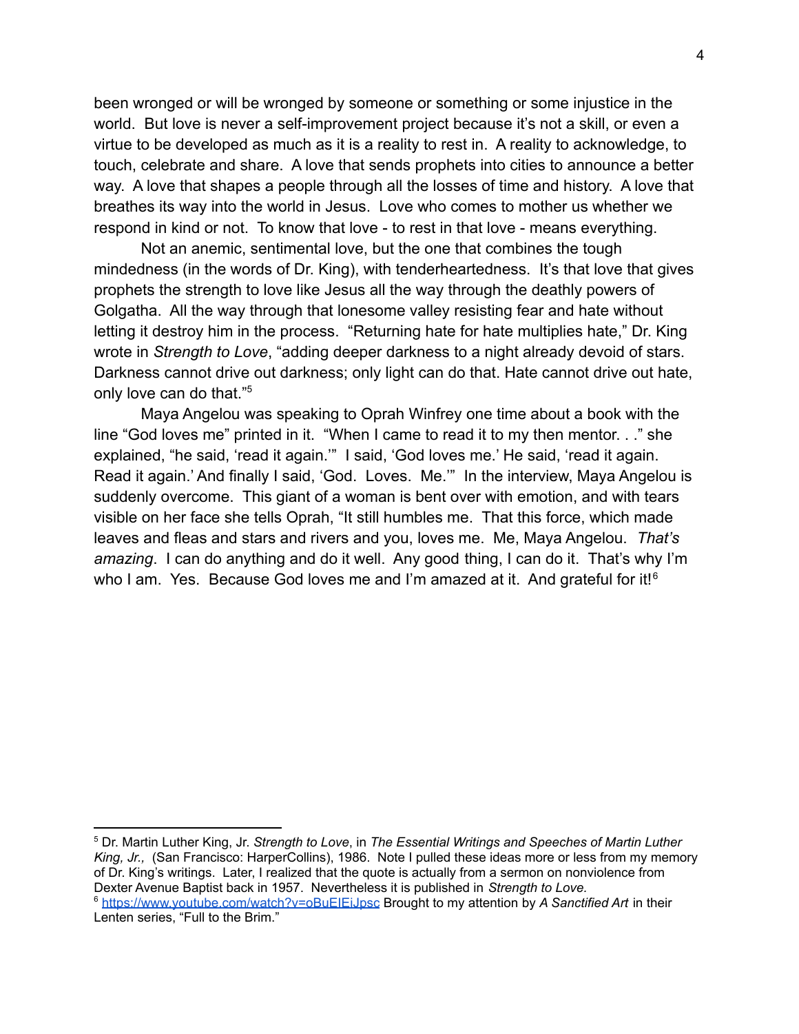been wronged or will be wronged by someone or something or some injustice in the world. But love is never a self-improvement project because it's not a skill, or even a virtue to be developed as much as it is a reality to rest in. A reality to acknowledge, to touch, celebrate and share. A love that sends prophets into cities to announce a better way. A love that shapes a people through all the losses of time and history. A love that breathes its way into the world in Jesus. Love who comes to mother us whether we respond in kind or not. To know that love - to rest in that love - means everything.

Not an anemic, sentimental love, but the one that combines the tough mindedness (in the words of Dr. King), with tenderheartedness. It's that love that gives prophets the strength to love like Jesus all the way through the deathly powers of Golgatha. All the way through that lonesome valley resisting fear and hate without letting it destroy him in the process. "Returning hate for hate multiplies hate," Dr. King wrote in *Strength to Love*, "adding deeper darkness to a night already devoid of stars. Darkness cannot drive out darkness; only light can do that. Hate cannot drive out hate, only love can do that."[5]

Maya Angelou was speaking to Oprah Winfrey one time about a book with the line "God loves me" printed in it. "When I came to read it to my then mentor. . ." she explained, "he said, 'read it again.'" I said, 'God loves me.' He said, 'read it again. Read it again.' And finally I said, 'God. Loves. Me.'" In the interview, Maya Angelou is suddenly overcome. This giant of a woman is bent over with emotion, and with tears visible on her face she tells Oprah, "It still humbles me. That this force, which made leaves and fleas and stars and rivers and you, loves me. Me, Maya Angelou. *That's amazing*. I can do anything and do it well. Any good thing, I can do it. That's why I'm who I am. Yes. Because God loves me and I'm amazed at it. And grateful for it![6]

---

[5] Dr. Martin Luther King, Jr. *Strength to Love*, in *The Essential Writings and Speeches of Martin Luther King, Jr.,* (San Francisco: HarperCollins), 1986. Note I pulled these ideas more or less from my memory of Dr. King's writings. Later, I realized that the quote is actually from a sermon on nonviolence from Dexter Avenue Baptist back in 1957. Nevertheless it is published in *Strength to Love.*

[6] https://www.youtube.com/watch?v=oBuElEiJpsc Brought to my attention by *A Sanctified Art* in their Lenten series, "Full to the Brim."